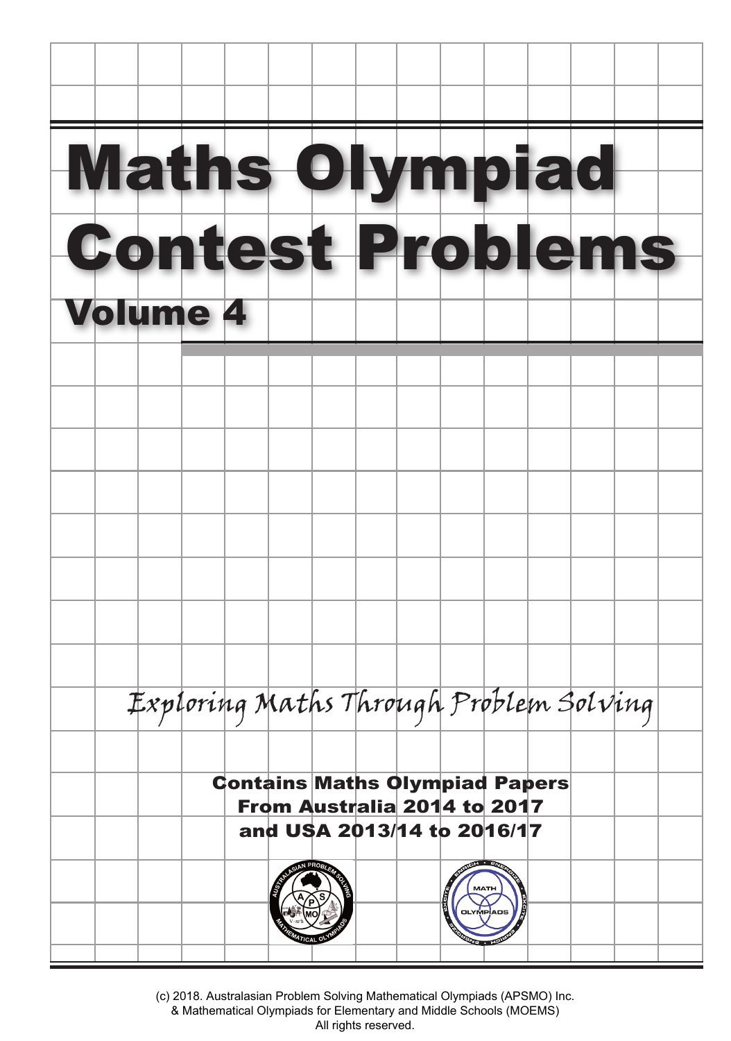# Maths Olympiad Contest Problems

## Volume 4

*Exploring Maths Through Problem Solving*

**Contains Maths Olympiad Papers From Australia 2014 to 2017 and USA 2013/14 to 2016/17**

(c) 2018. Australasian Problem Solving Mathematical Olympiads (APSMO) Inc.
& Mathematical Olympiads for Elementary and Middle Schools (MOEMS)
All rights reserved.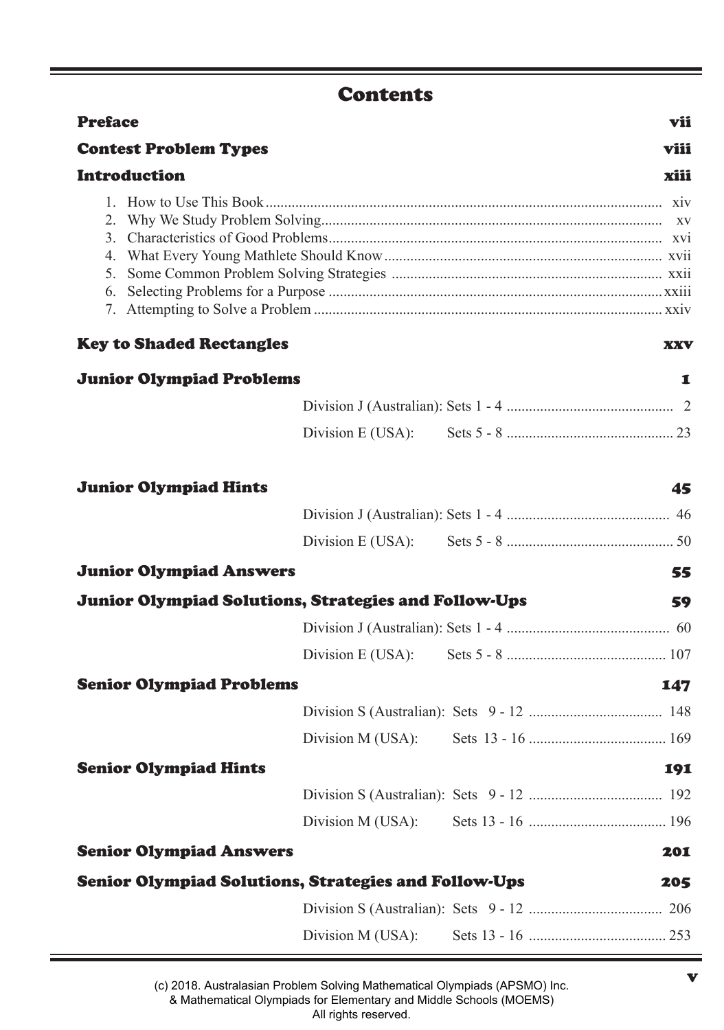# Contents

**Preface** vii

**Contest Problem Types** viii

**Introduction** xiii

1. How to Use This Book ........ xiv
2. Why We Study Problem Solving........ xv
3. Characteristics of Good Problems........ xvi
4. What Every Young Mathlete Should Know........ xvii
5. Some Common Problem Solving Strategies ........ xxii
6. Selecting Problems for a Purpose ........ xxiii
7. Attempting to Solve a Problem ........ xxiv

**Key to Shaded Rectangles** xxv

**Junior Olympiad Problems** 1

- Division J (Australian): Sets 1 - 4 ........ 2
- Division E (USA): Sets 5 - 8 ........ 23

**Junior Olympiad Hints** 45

- Division J (Australian): Sets 1 - 4 ........ 46
- Division E (USA): Sets 5 - 8 ........ 50

**Junior Olympiad Answers** 55

**Junior Olympiad Solutions, Strategies and Follow-Ups** 59

- Division J (Australian): Sets 1 - 4 ........ 60
- Division E (USA): Sets 5 - 8 ........ 107

**Senior Olympiad Problems** 147

- Division S (Australian): Sets 9 - 12 ........ 148
- Division M (USA): Sets 13 - 16 ........ 169

**Senior Olympiad Hints** 191

- Division S (Australian): Sets 9 - 12 ........ 192
- Division M (USA): Sets 13 - 16 ........ 196

**Senior Olympiad Answers** 201

**Senior Olympiad Solutions, Strategies and Follow-Ups** 205

- Division S (Australian): Sets 9 - 12 ........ 206
- Division M (USA): Sets 13 - 16 ........ 253

(c) 2018. Australasian Problem Solving Mathematical Olympiads (APSMO) Inc.
& Mathematical Olympiads for Elementary and Middle Schools (MOEMS)
All rights reserved.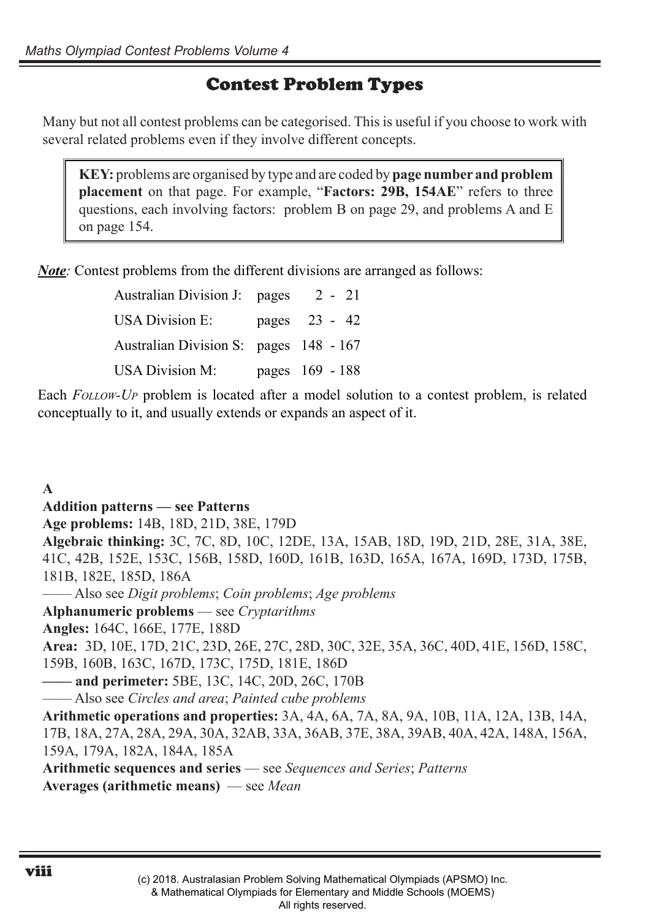# Contest Problem Types

Many but not all contest problems can be categorised. This is useful if you choose to work with several related problems even if they involve different concepts.

> **KEY:** problems are organised by type and are coded by **page number and problem placement** on that page. For example, "**Factors: 29B, 154AE**" refers to three questions, each involving factors: problem B on page 29, and problems A and E on page 154.

***Note:*** Contest problems from the different divisions are arranged as follows:

| | |
|---|---|
| Australian Division J: | pages 2 - 21 |
| USA Division E: | pages 23 - 42 |
| Australian Division S: | pages 148 - 167 |
| USA Division M: | pages 169 - 188 |

Each *Follow-Up* problem is located after a model solution to a contest problem, is related conceptually to it, and usually extends or expands an aspect of it.

**A**

**Addition patterns — see Patterns**

**Age problems:** 14B, 18D, 21D, 38E, 179D

**Algebraic thinking:** 3C, 7C, 8D, 10C, 12DE, 13A, 15AB, 18D, 19D, 21D, 28E, 31A, 38E, 41C, 42B, 152E, 153C, 156B, 158D, 160D, 161B, 163D, 165A, 167A, 169D, 173D, 175B, 181B, 182E, 185D, 186A

—— Also see *Digit problems*; *Coin problems*; *Age problems*

**Alphanumeric problems** — see *Cryptarithms*

**Angles:** 164C, 166E, 177E, 188D

**Area:** 3D, 10E, 17D, 21C, 23D, 26E, 27C, 28D, 30C, 32E, 35A, 36C, 40D, 41E, 156D, 158C, 159B, 160B, 163C, 167D, 173C, 175D, 181E, 186D

**—— and perimeter:** 5BE, 13C, 14C, 20D, 26C, 170B

—— Also see *Circles and area*; *Painted cube problems*

**Arithmetic operations and properties:** 3A, 4A, 6A, 7A, 8A, 9A, 10B, 11A, 12A, 13B, 14A, 17B, 18A, 27A, 28A, 29A, 30A, 32AB, 33A, 36AB, 37E, 38A, 39AB, 40A, 42A, 148A, 156A, 159A, 179A, 182A, 184A, 185A

**Arithmetic sequences and series** — see *Sequences and Series*; *Patterns*

**Averages (arithmetic means)** — see *Mean*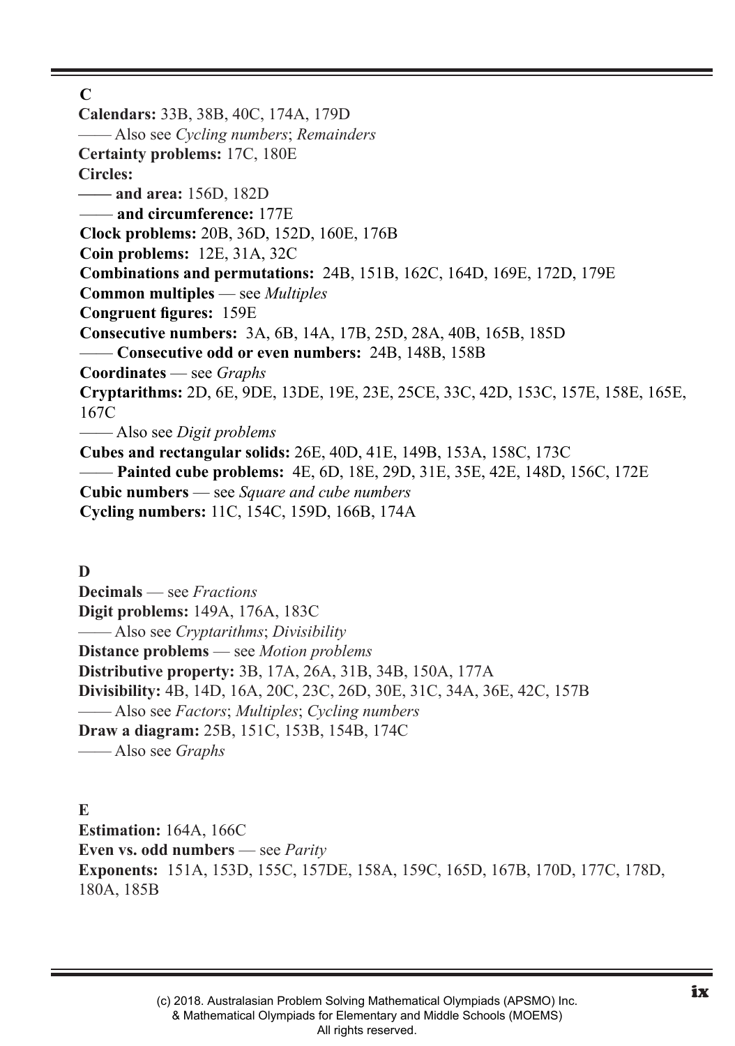## C

**Calendars:** 33B, 38B, 40C, 174A, 179D
—— Also see *Cycling numbers*; *Remainders*
**Certainty problems:** 17C, 180E
**Circles:**
**—— and area:** 156D, 182D
—— **and circumference:** 177E
**Clock problems:** 20B, 36D, 152D, 160E, 176B
**Coin problems:** 12E, 31A, 32C
**Combinations and permutations:** 24B, 151B, 162C, 164D, 169E, 172D, 179E
**Common multiples** — see *Multiples*
**Congruent figures:** 159E
**Consecutive numbers:** 3A, 6B, 14A, 17B, 25D, 28A, 40B, 165B, 185D
—— **Consecutive odd or even numbers:** 24B, 148B, 158B
**Coordinates** — see *Graphs*
**Cryptarithms:** 2D, 6E, 9DE, 13DE, 19E, 23E, 25CE, 33C, 42D, 153C, 157E, 158E, 165E, 167C
—— Also see *Digit problems*
**Cubes and rectangular solids:** 26E, 40D, 41E, 149B, 153A, 158C, 173C
—— **Painted cube problems:** 4E, 6D, 18E, 29D, 31E, 35E, 42E, 148D, 156C, 172E
**Cubic numbers** — see *Square and cube numbers*
**Cycling numbers:** 11C, 154C, 159D, 166B, 174A

## D

**Decimals** — see *Fractions*
**Digit problems:** 149A, 176A, 183C
—— Also see *Cryptarithms*; *Divisibility*
**Distance problems** — see *Motion problems*
**Distributive property:** 3B, 17A, 26A, 31B, 34B, 150A, 177A
**Divisibility:** 4B, 14D, 16A, 20C, 23C, 26D, 30E, 31C, 34A, 36E, 42C, 157B
—— Also see *Factors*; *Multiples*; *Cycling numbers*
**Draw a diagram:** 25B, 151C, 153B, 154B, 174C
—— Also see *Graphs*

## E

**Estimation:** 164A, 166C
**Even vs. odd numbers** — see *Parity*
**Exponents:** 151A, 153D, 155C, 157DE, 158A, 159C, 165D, 167B, 170D, 177C, 178D, 180A, 185B

(c) 2018. Australasian Problem Solving Mathematical Olympiads (APSMO) Inc. & Mathematical Olympiads for Elementary and Middle Schools (MOEMS) All rights reserved.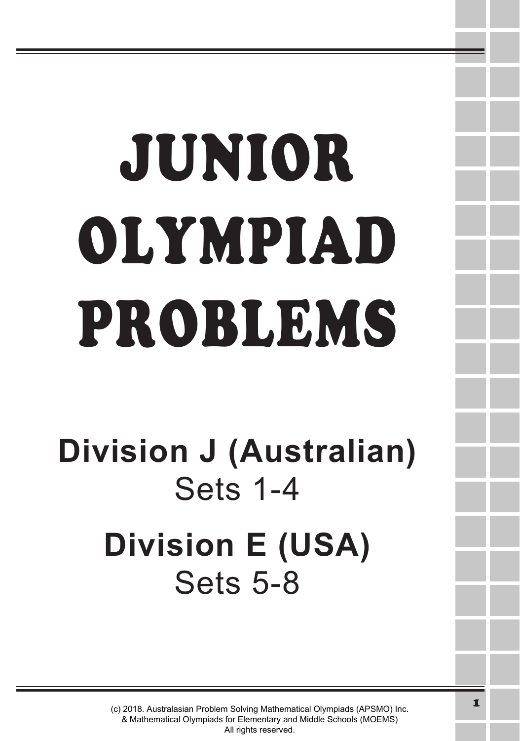# JUNIOR OLYMPIAD PROBLEMS

## Division J (Australian)

Sets 1-4

## Division E (USA)

Sets 5-8

(c) 2018. Australasian Problem Solving Mathematical Olympiads (APSMO) Inc.
& Mathematical Olympiads for Elementary and Middle Schools (MOEMS)
All rights reserved.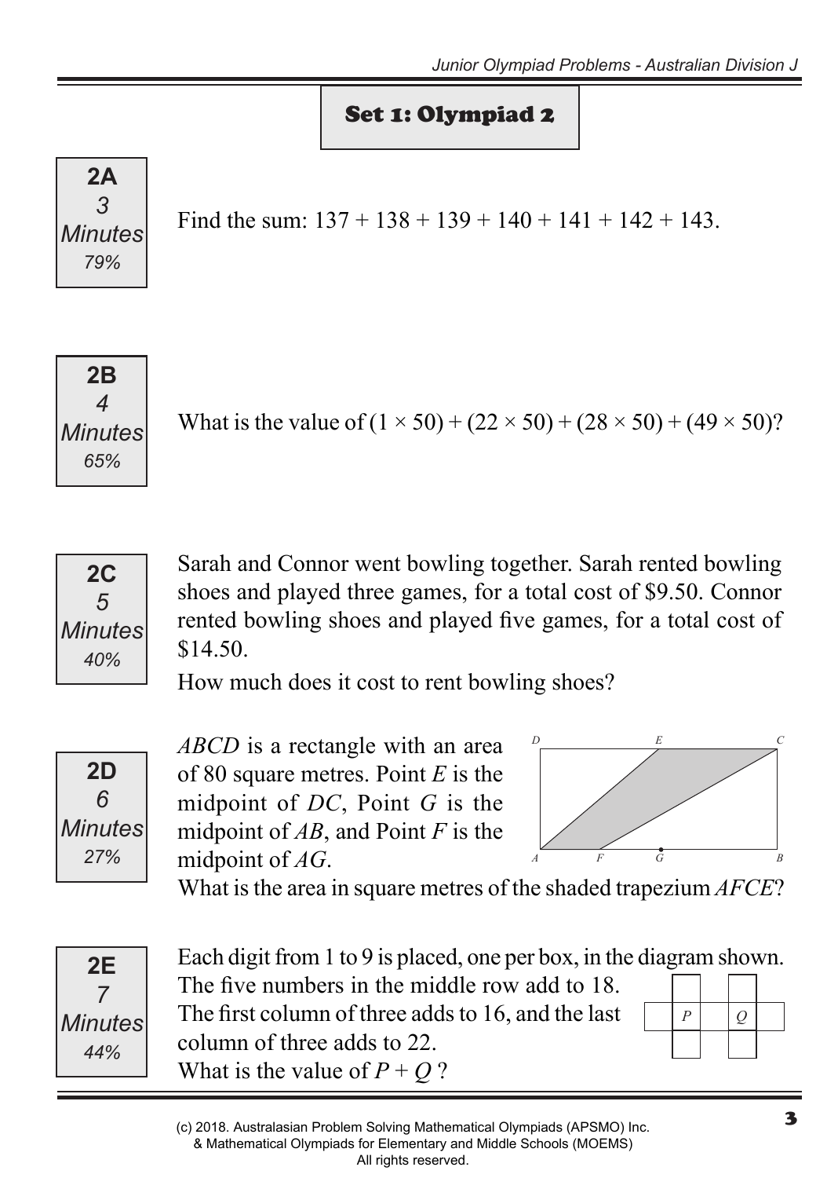## Set 1: Olympiad 2

**2A**
*3 Minutes*
*79%*

Find the sum: $137 + 138 + 139 + 140 + 141 + 142 + 143$.

**2B**
*4 Minutes*
*65%*

What is the value of $(1 \times 50) + (22 \times 50) + (28 \times 50) + (49 \times 50)$?

**2C**
*5 Minutes*
*40%*

Sarah and Connor went bowling together. Sarah rented bowling shoes and played three games, for a total cost of \$9.50. Connor rented bowling shoes and played five games, for a total cost of \$14.50.

How much does it cost to rent bowling shoes?

**2D**
*6 Minutes*
*27%*

*ABCD* is a rectangle with an area of 80 square metres. Point *E* is the midpoint of *DC*, Point *G* is the midpoint of *AB*, and Point *F* is the midpoint of *AG*.

What is the area in square metres of the shaded trapezium *AFCE*?

**2E**
*7 Minutes*
*44%*

Each digit from 1 to 9 is placed, one per box, in the diagram shown. The five numbers in the middle row add to 18. The first column of three adds to 16, and the last column of three adds to 22.

What is the value of $P + Q$ ?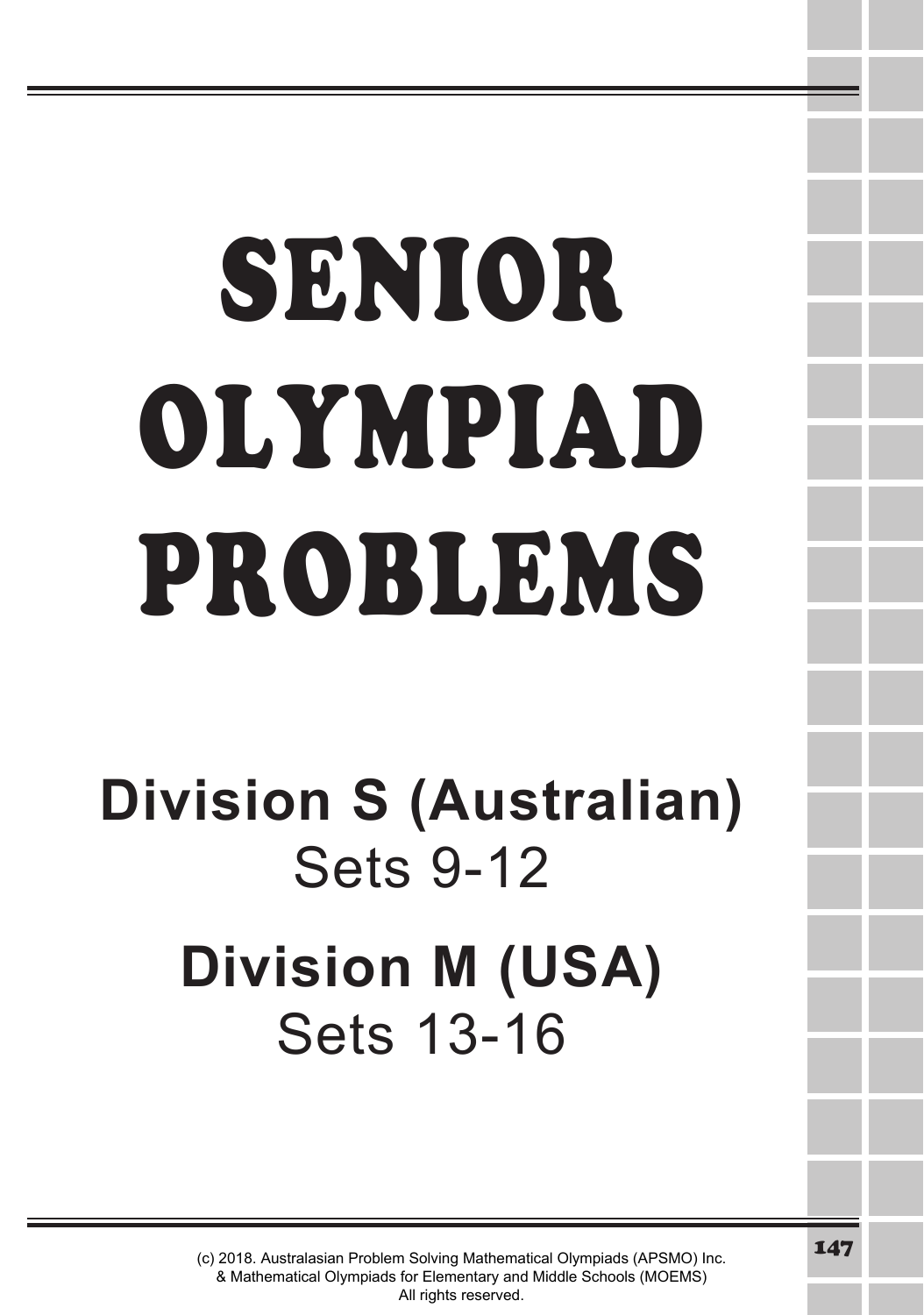# SENIOR OLYMPIAD PROBLEMS

## Division S (Australian)

Sets 9-12

## Division M (USA)

Sets 13-16

(c) 2018. Australasian Problem Solving Mathematical Olympiads (APSMO) Inc. & Mathematical Olympiads for Elementary and Middle Schools (MOEMS) All rights reserved.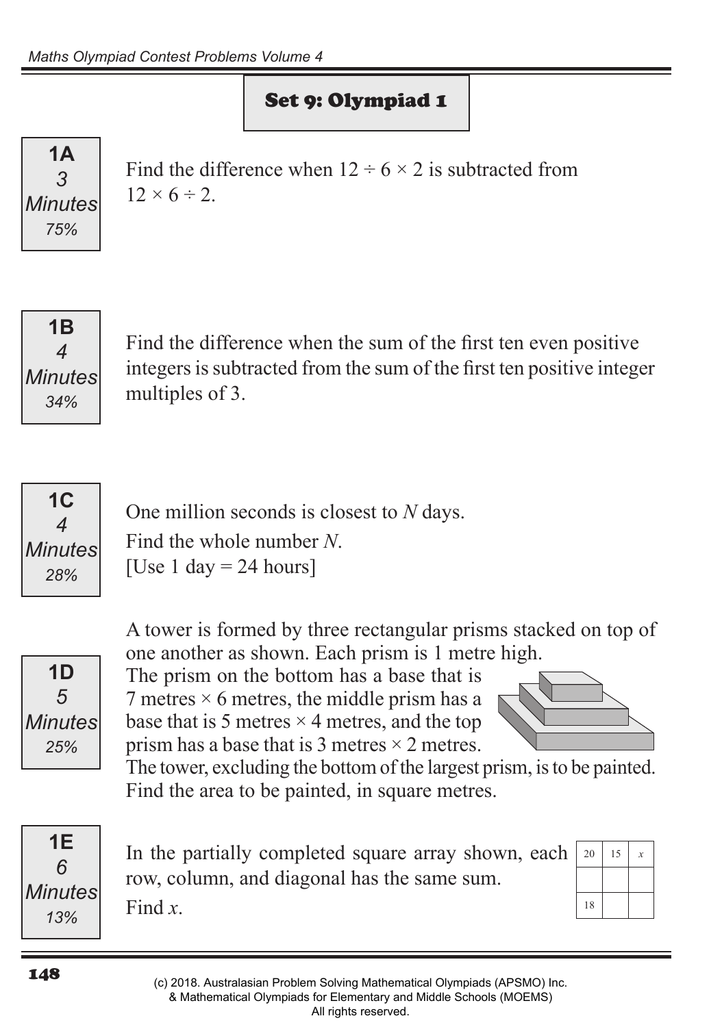## Set 9: Olympiad 1

**1A**
*3 Minutes*
*75%*

Find the difference when $12 \div 6 \times 2$ is subtracted from $12 \times 6 \div 2$.

**1B**
*4 Minutes*
*34%*

Find the difference when the sum of the first ten even positive integers is subtracted from the sum of the first ten positive integer multiples of 3.

**1C**
*4 Minutes*
*28%*

One million seconds is closest to $N$ days.
Find the whole number $N$.
[Use 1 day = 24 hours]

**1D**
*5 Minutes*
*25%*

A tower is formed by three rectangular prisms stacked on top of one another as shown. Each prism is 1 metre high.
The prism on the bottom has a base that is 7 metres × 6 metres, the middle prism has a base that is 5 metres × 4 metres, and the top prism has a base that is 3 metres × 2 metres.
The tower, excluding the bottom of the largest prism, is to be painted. Find the area to be painted, in square metres.

**1E**
*6 Minutes*
*13%*

In the partially completed square array shown, each row, column, and diagonal has the same sum.
Find $x$.

| | | |
|---|---|---|
| 20 | 15 | $x$ |
| | | |
| 18 | | |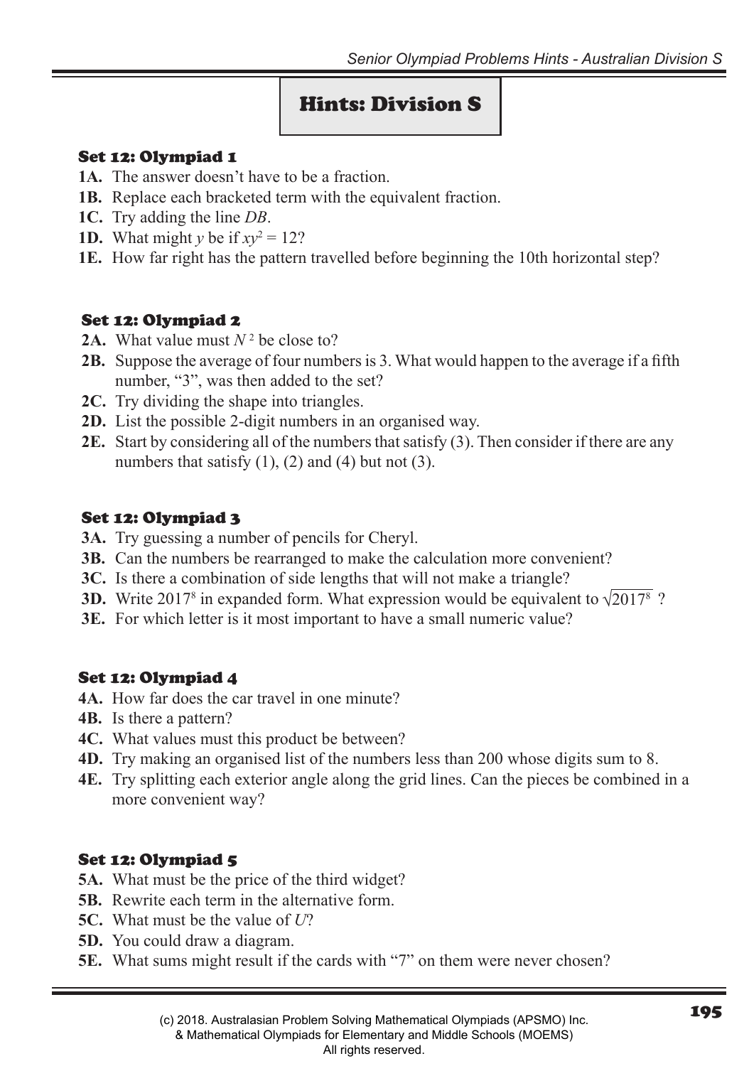# Hints: Division S

### Set 12: Olympiad 1

**1A.** The answer doesn't have to be a fraction.

**1B.** Replace each bracketed term with the equivalent fraction.

**1C.** Try adding the line *DB*.

**1D.** What might $y$ be if $xy^2 = 12$?

**1E.** How far right has the pattern travelled before beginning the 10th horizontal step?

### Set 12: Olympiad 2

**2A.** What value must $N^2$ be close to?

**2B.** Suppose the average of four numbers is 3. What would happen to the average if a fifth number, "3", was then added to the set?

**2C.** Try dividing the shape into triangles.

**2D.** List the possible 2-digit numbers in an organised way.

**2E.** Start by considering all of the numbers that satisfy (3). Then consider if there are any numbers that satisfy (1), (2) and (4) but not (3).

### Set 12: Olympiad 3

**3A.** Try guessing a number of pencils for Cheryl.

**3B.** Can the numbers be rearranged to make the calculation more convenient?

**3C.** Is there a combination of side lengths that will not make a triangle?

**3D.** Write $2017^8$ in expanded form. What expression would be equivalent to $\sqrt{2017^8}$ ?

**3E.** For which letter is it most important to have a small numeric value?

### Set 12: Olympiad 4

**4A.** How far does the car travel in one minute?

**4B.** Is there a pattern?

**4C.** What values must this product be between?

**4D.** Try making an organised list of the numbers less than 200 whose digits sum to 8.

**4E.** Try splitting each exterior angle along the grid lines. Can the pieces be combined in a more convenient way?

### Set 12: Olympiad 5

**5A.** What must be the price of the third widget?

**5B.** Rewrite each term in the alternative form.

**5C.** What must be the value of *U*?

**5D.** You could draw a diagram.

**5E.** What sums might result if the cards with "7" on them were never chosen?

(c) 2018. Australasian Problem Solving Mathematical Olympiads (APSMO) Inc. & Mathematical Olympiads for Elementary and Middle Schools (MOEMS) All rights reserved.